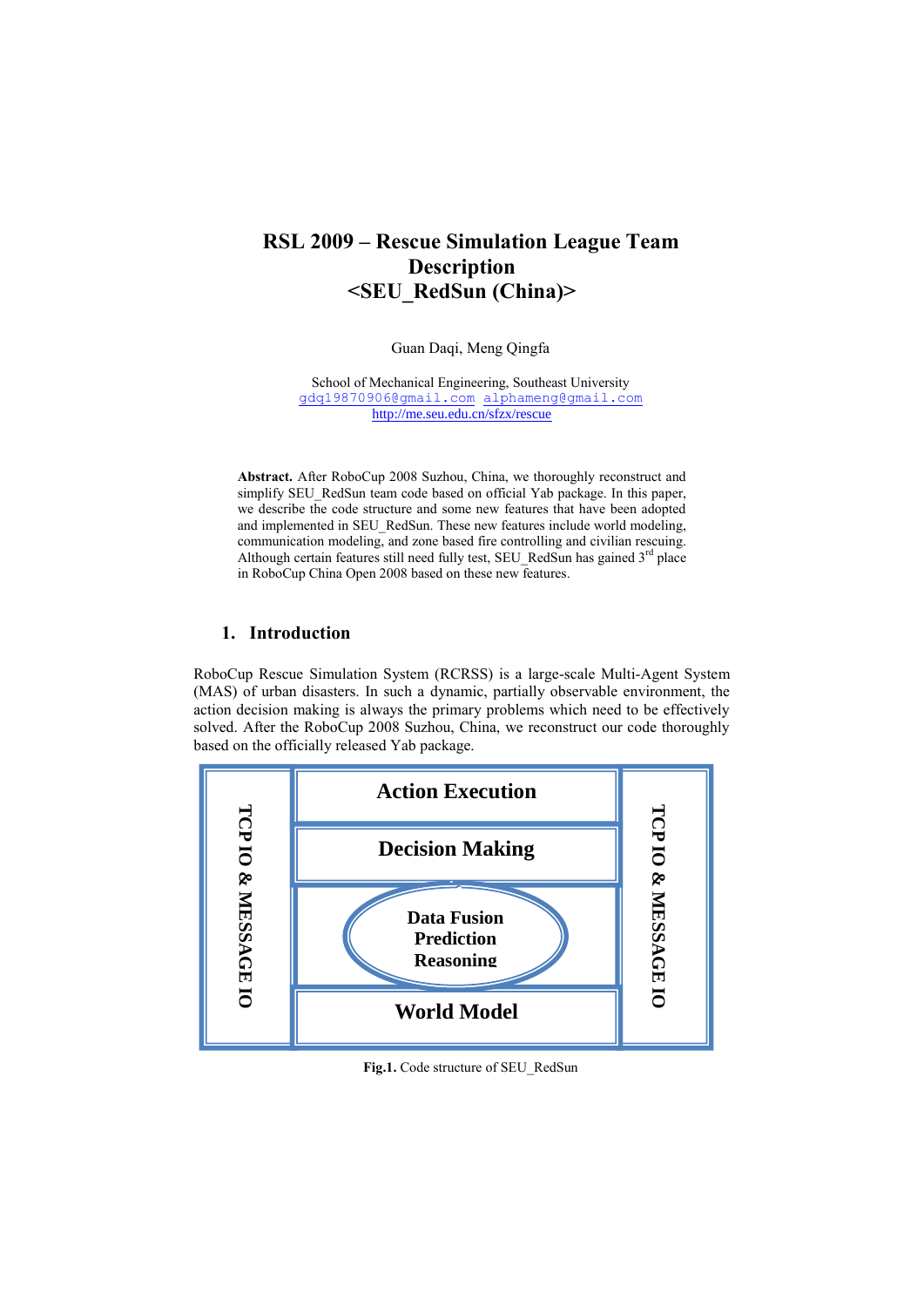# RSL 2009 – Rescue Simulation League Team Description <SEU_RedSun (China)>

Guan Daqi, Meng Qingfa

School of Mechanical Engineering, Southeast University
gdq19870906@gmail.com alphameng@gmail.com
http://me.seu.edu.cn/sfzx/rescue

**Abstract.** After RoboCup 2008 Suzhou, China, we thoroughly reconstruct and simplify SEU_RedSun team code based on official Yab package. In this paper, we describe the code structure and some new features that have been adopted and implemented in SEU_RedSun. These new features include world modeling, communication modeling, and zone based fire controlling and civilian rescuing. Although certain features still need fully test, SEU_RedSun has gained 3rd place in RoboCup China Open 2008 based on these new features.

## 1. Introduction

RoboCup Rescue Simulation System (RCRSS) is a large-scale Multi-Agent System (MAS) of urban disasters. In such a dynamic, partially observable environment, the action decision making is always the primary problems which need to be effectively solved. After the RoboCup 2008 Suzhou, China, we reconstruct our code thoroughly based on the officially released Yab package.

| TCP IO & MESSAGE IO | Action Execution | TCP IO & MESSAGE IO |
|---|---|---|
| | Decision Making | |
| | Data Fusion<br>Prediction<br>Reasoning | |
| | World Model | |

**Fig.1.** Code structure of SEU_RedSun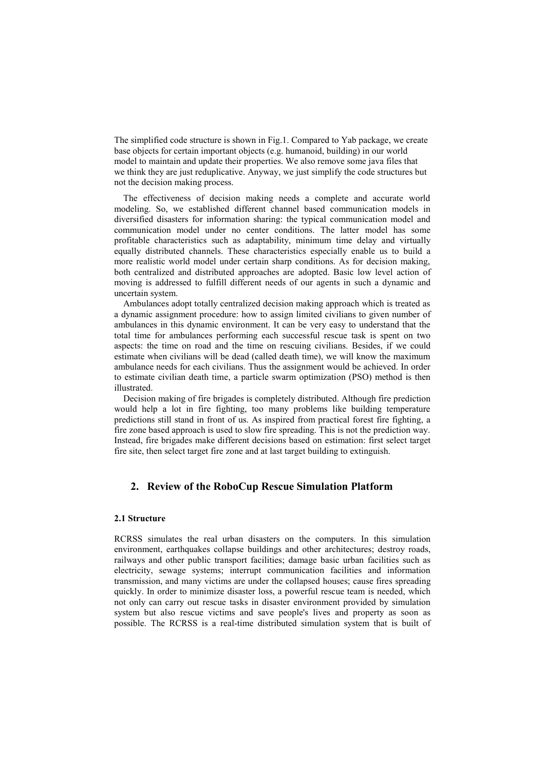The simplified code structure is shown in Fig.1. Compared to Yab package, we create base objects for certain important objects (e.g. humanoid, building) in our world model to maintain and update their properties. We also remove some java files that we think they are just reduplicative. Anyway, we just simplify the code structures but not the decision making process.

The effectiveness of decision making needs a complete and accurate world modeling. So, we established different channel based communication models in diversified disasters for information sharing: the typical communication model and communication model under no center conditions. The latter model has some profitable characteristics such as adaptability, minimum time delay and virtually equally distributed channels. These characteristics especially enable us to build a more realistic world model under certain sharp conditions. As for decision making, both centralized and distributed approaches are adopted. Basic low level action of moving is addressed to fulfill different needs of our agents in such a dynamic and uncertain system.

Ambulances adopt totally centralized decision making approach which is treated as a dynamic assignment procedure: how to assign limited civilians to given number of ambulances in this dynamic environment. It can be very easy to understand that the total time for ambulances performing each successful rescue task is spent on two aspects: the time on road and the time on rescuing civilians. Besides, if we could estimate when civilians will be dead (called death time), we will know the maximum ambulance needs for each civilians. Thus the assignment would be achieved. In order to estimate civilian death time, a particle swarm optimization (PSO) method is then illustrated.

Decision making of fire brigades is completely distributed. Although fire prediction would help a lot in fire fighting, too many problems like building temperature predictions still stand in front of us. As inspired from practical forest fire fighting, a fire zone based approach is used to slow fire spreading. This is not the prediction way. Instead, fire brigades make different decisions based on estimation: first select target fire site, then select target fire zone and at last target building to extinguish.

## 2. Review of the RoboCup Rescue Simulation Platform

### 2.1 Structure

RCRSS simulates the real urban disasters on the computers. In this simulation environment, earthquakes collapse buildings and other architectures; destroy roads, railways and other public transport facilities; damage basic urban facilities such as electricity, sewage systems; interrupt communication facilities and information transmission, and many victims are under the collapsed houses; cause fires spreading quickly. In order to minimize disaster loss, a powerful rescue team is needed, which not only can carry out rescue tasks in disaster environment provided by simulation system but also rescue victims and save people's lives and property as soon as possible. The RCRSS is a real-time distributed simulation system that is built of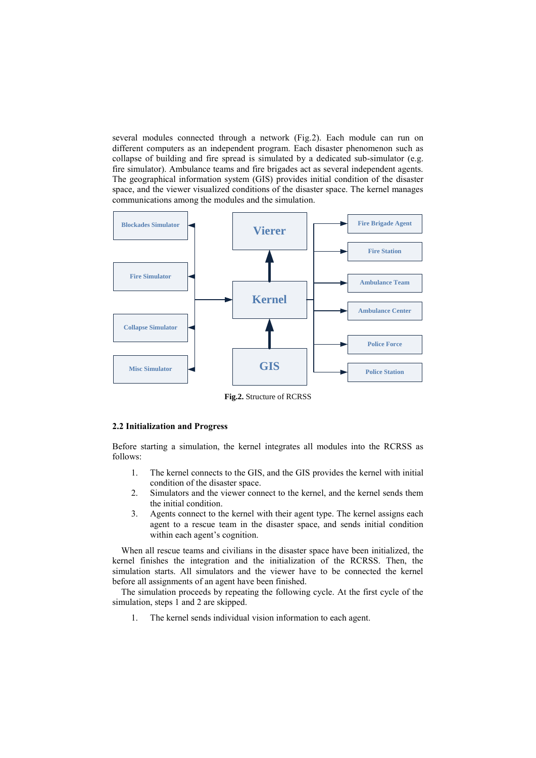several modules connected through a network (Fig.2). Each module can run on different computers as an independent program. Each disaster phenomenon such as collapse of building and fire spread is simulated by a dedicated sub-simulator (e.g. fire simulator). Ambulance teams and fire brigades act as several independent agents. The geographical information system (GIS) provides initial condition of the disaster space, and the viewer visualized conditions of the disaster space. The kernel manages communications among the modules and the simulation.

**Fig.2.** Structure of RCRSS

### 2.2 Initialization and Progress

Before starting a simulation, the kernel integrates all modules into the RCRSS as follows:

1. The kernel connects to the GIS, and the GIS provides the kernel with initial condition of the disaster space.
2. Simulators and the viewer connect to the kernel, and the kernel sends them the initial condition.
3. Agents connect to the kernel with their agent type. The kernel assigns each agent to a rescue team in the disaster space, and sends initial condition within each agent's cognition.

When all rescue teams and civilians in the disaster space have been initialized, the kernel finishes the integration and the initialization of the RCRSS. Then, the simulation starts. All simulators and the viewer have to be connected the kernel before all assignments of an agent have been finished.

The simulation proceeds by repeating the following cycle. At the first cycle of the simulation, steps 1 and 2 are skipped.

1. The kernel sends individual vision information to each agent.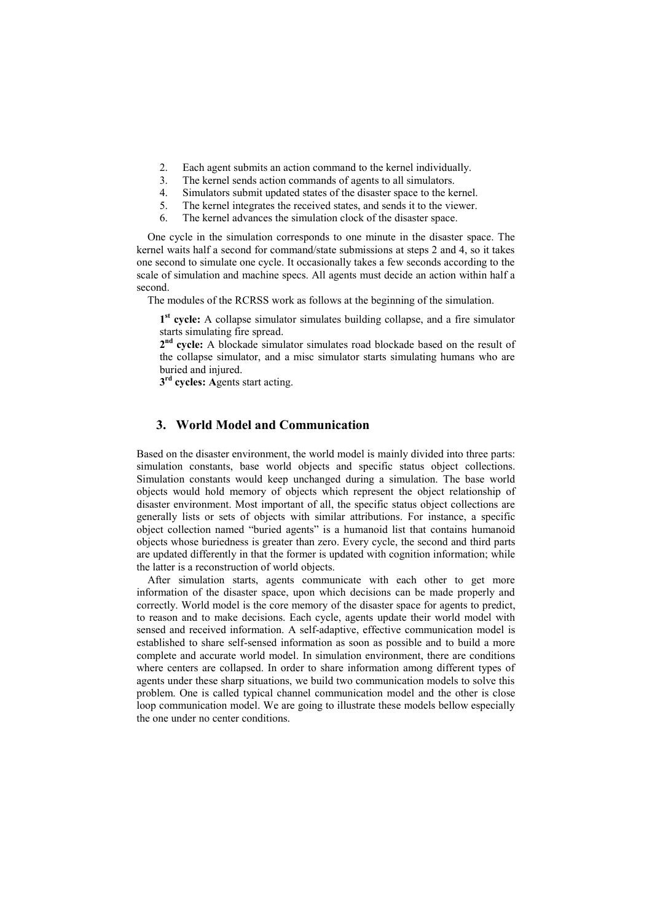2. Each agent submits an action command to the kernel individually.
3. The kernel sends action commands of agents to all simulators.
4. Simulators submit updated states of the disaster space to the kernel.
5. The kernel integrates the received states, and sends it to the viewer.
6. The kernel advances the simulation clock of the disaster space.

One cycle in the simulation corresponds to one minute in the disaster space. The kernel waits half a second for command/state submissions at steps 2 and 4, so it takes one second to simulate one cycle. It occasionally takes a few seconds according to the scale of simulation and machine specs. All agents must decide an action within half a second.

The modules of the RCRSS work as follows at the beginning of the simulation.

> **1st cycle:** A collapse simulator simulates building collapse, and a fire simulator starts simulating fire spread.
> **2nd cycle:** A blockade simulator simulates road blockade based on the result of the collapse simulator, and a misc simulator starts simulating humans who are buried and injured.
> **3rd cycles: A**gents start acting.

## 3. World Model and Communication

Based on the disaster environment, the world model is mainly divided into three parts: simulation constants, base world objects and specific status object collections. Simulation constants would keep unchanged during a simulation. The base world objects would hold memory of objects which represent the object relationship of disaster environment. Most important of all, the specific status object collections are generally lists or sets of objects with similar attributions. For instance, a specific object collection named "buried agents" is a humanoid list that contains humanoid objects whose buriedness is greater than zero. Every cycle, the second and third parts are updated differently in that the former is updated with cognition information; while the latter is a reconstruction of world objects.

After simulation starts, agents communicate with each other to get more information of the disaster space, upon which decisions can be made properly and correctly. World model is the core memory of the disaster space for agents to predict, to reason and to make decisions. Each cycle, agents update their world model with sensed and received information. A self-adaptive, effective communication model is established to share self-sensed information as soon as possible and to build a more complete and accurate world model. In simulation environment, there are conditions where centers are collapsed. In order to share information among different types of agents under these sharp situations, we build two communication models to solve this problem. One is called typical channel communication model and the other is close loop communication model. We are going to illustrate these models bellow especially the one under no center conditions.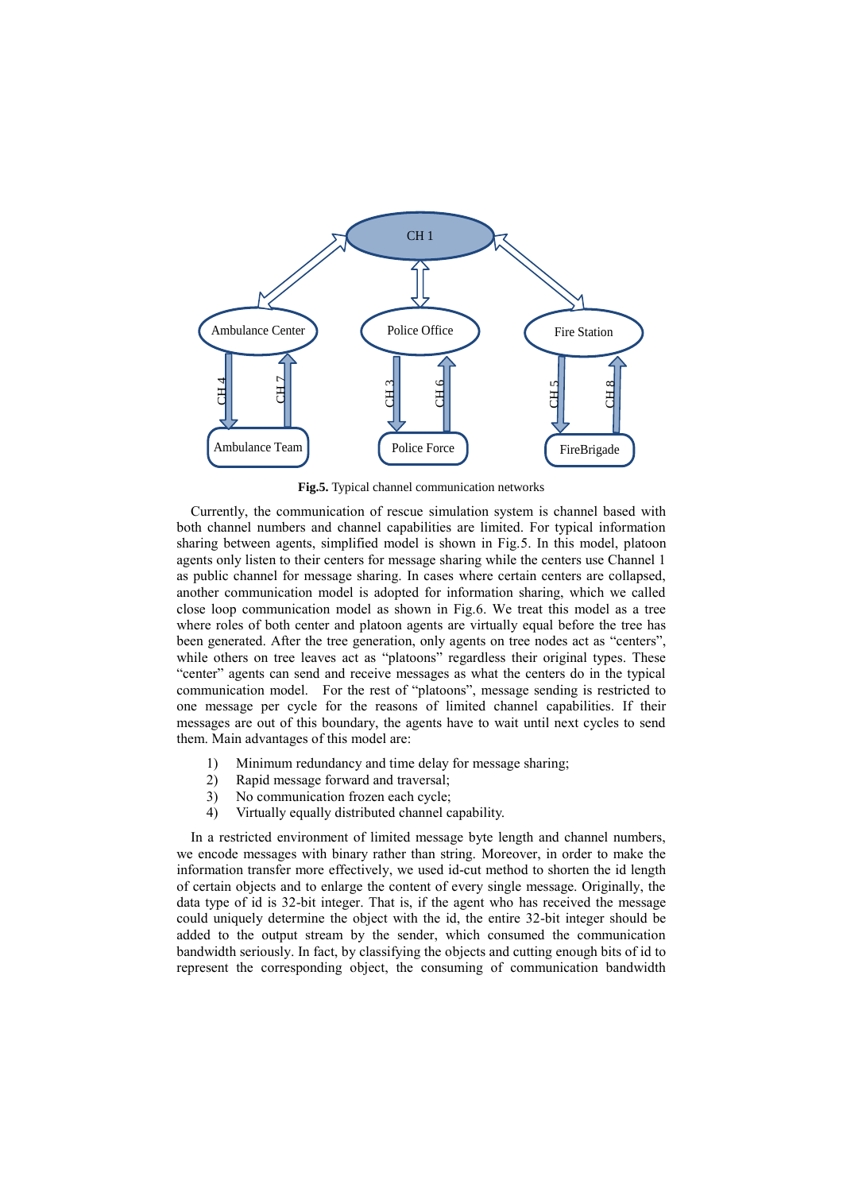**Fig.5.** Typical channel communication networks

Currently, the communication of rescue simulation system is channel based with both channel numbers and channel capabilities are limited. For typical information sharing between agents, simplified model is shown in Fig.5. In this model, platoon agents only listen to their centers for message sharing while the centers use Channel 1 as public channel for message sharing. In cases where certain centers are collapsed, another communication model is adopted for information sharing, which we called close loop communication model as shown in Fig.6. We treat this model as a tree where roles of both center and platoon agents are virtually equal before the tree has been generated. After the tree generation, only agents on tree nodes act as "centers", while others on tree leaves act as "platoons" regardless their original types. These "center" agents can send and receive messages as what the centers do in the typical communication model. For the rest of "platoons", message sending is restricted to one message per cycle for the reasons of limited channel capabilities. If their messages are out of this boundary, the agents have to wait until next cycles to send them. Main advantages of this model are:

1) Minimum redundancy and time delay for message sharing;
2) Rapid message forward and traversal;
3) No communication frozen each cycle;
4) Virtually equally distributed channel capability.

In a restricted environment of limited message byte length and channel numbers, we encode messages with binary rather than string. Moreover, in order to make the information transfer more effectively, we used id-cut method to shorten the id length of certain objects and to enlarge the content of every single message. Originally, the data type of id is 32-bit integer. That is, if the agent who has received the message could uniquely determine the object with the id, the entire 32-bit integer should be added to the output stream by the sender, which consumed the communication bandwidth seriously. In fact, by classifying the objects and cutting enough bits of id to represent the corresponding object, the consuming of communication bandwidth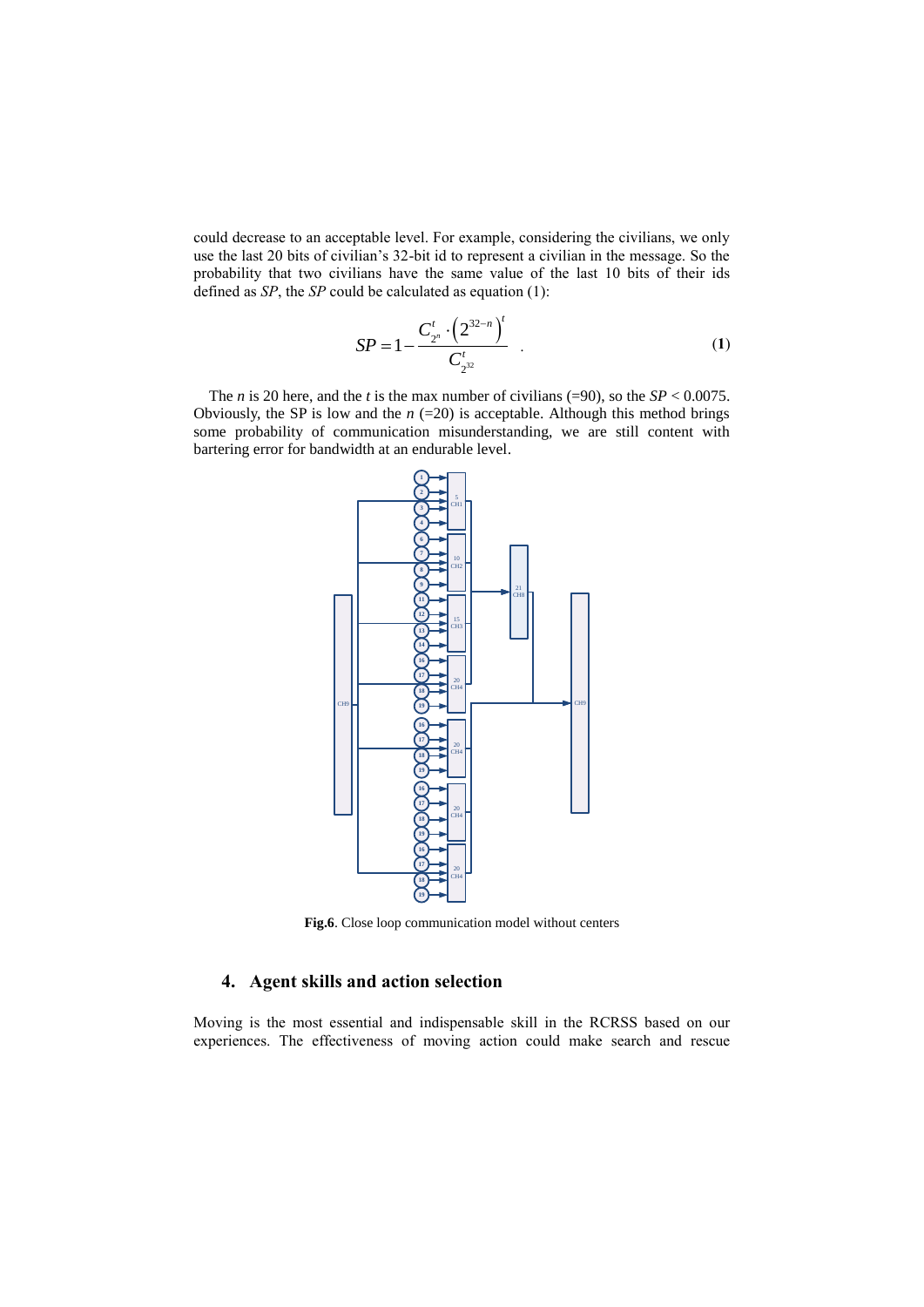could decrease to an acceptable level. For example, considering the civilians, we only use the last 20 bits of civilian's 32-bit id to represent a civilian in the message. So the probability that two civilians have the same value of the last 10 bits of their ids defined as *SP*, the *SP* could be calculated as equation (1):

$$SP = 1 - \frac{C_{2^n}^t \cdot \left(2^{32-n}\right)^t}{C_{2^{32}}^t} \quad . \tag{1}$$

The $n$ is 20 here, and the $t$ is the max number of civilians (=90), so the $SP < 0.0075$. Obviously, the SP is low and the $n$ (=20) is acceptable. Although this method brings some probability of communication misunderstanding, we are still content with bartering error for bandwidth at an endurable level.

**Fig.6**. Close loop communication model without centers

## 4. Agent skills and action selection

Moving is the most essential and indispensable skill in the RCRSS based on our experiences. The effectiveness of moving action could make search and rescue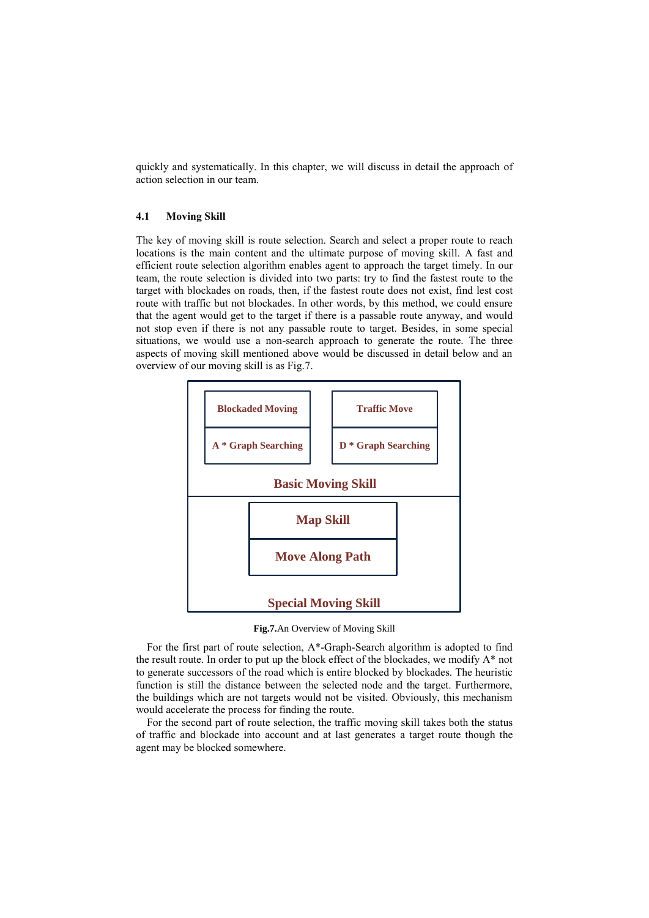quickly and systematically. In this chapter, we will discuss in detail the approach of action selection in our team.

### 4.1 Moving Skill

The key of moving skill is route selection. Search and select a proper route to reach locations is the main content and the ultimate purpose of moving skill. A fast and efficient route selection algorithm enables agent to approach the target timely. In our team, the route selection is divided into two parts: try to find the fastest route to the target with blockades on roads, then, if the fastest route does not exist, find lest cost route with traffic but not blockades. In other words, by this method, we could ensure that the agent would get to the target if there is a passable route anyway, and would not stop even if there is not any passable route to target. Besides, in some special situations, we would use a non-search approach to generate the route. The three aspects of moving skill mentioned above would be discussed in detail below and an overview of our moving skill is as Fig.7.

Blockaded Moving | Traffic Move
A * Graph Searching | D * Graph Searching

Basic Moving Skill

Map Skill
Move Along Path

Special Moving Skill

**Fig.7.** An Overview of Moving Skill

For the first part of route selection, A*-Graph-Search algorithm is adopted to find the result route. In order to put up the block effect of the blockades, we modify A* not to generate successors of the road which is entire blocked by blockades. The heuristic function is still the distance between the selected node and the target. Furthermore, the buildings which are not targets would not be visited. Obviously, this mechanism would accelerate the process for finding the route.

For the second part of route selection, the traffic moving skill takes both the status of traffic and blockade into account and at last generates a target route though the agent may be blocked somewhere.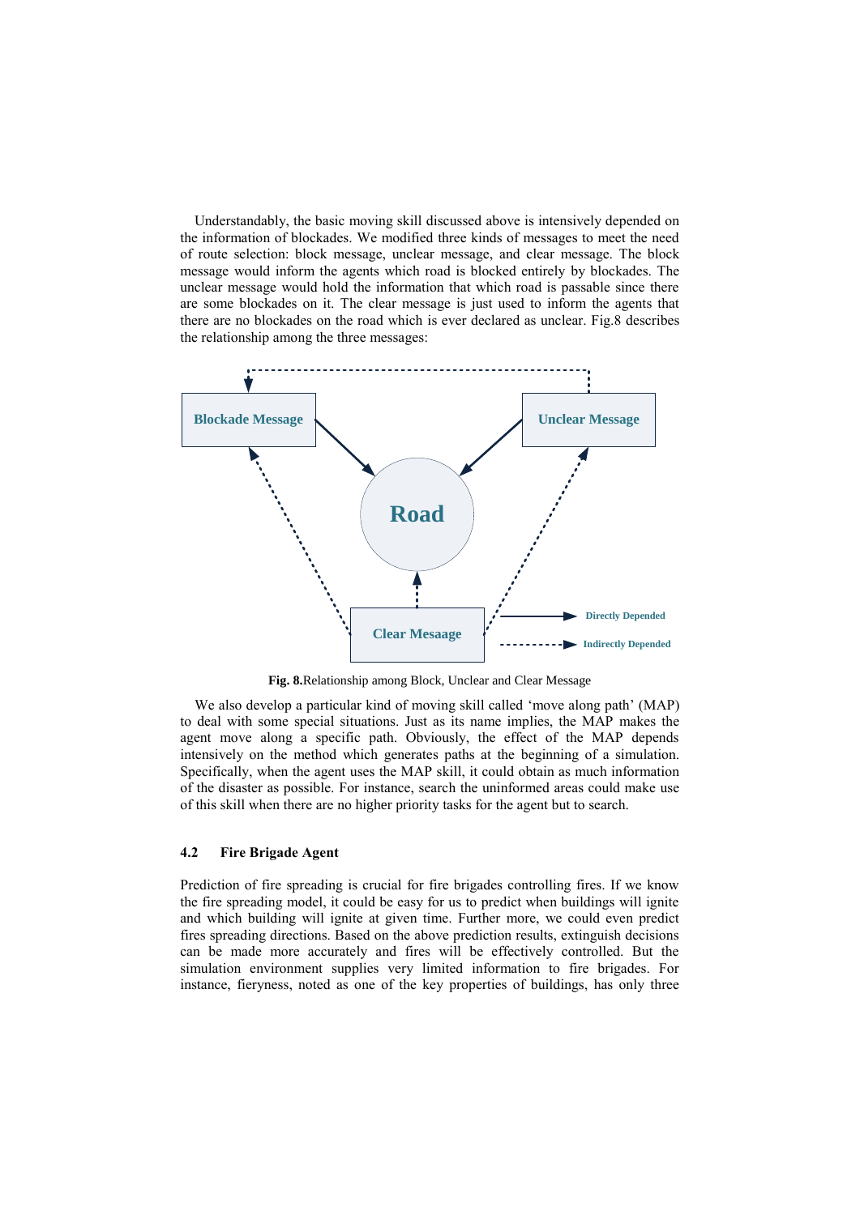Understandably, the basic moving skill discussed above is intensively depended on the information of blockades. We modified three kinds of messages to meet the need of route selection: block message, unclear message, and clear message. The block message would inform the agents which road is blocked entirely by blockades. The unclear message would hold the information that which road is passable since there are some blockades on it. The clear message is just used to inform the agents that there are no blockades on the road which is ever declared as unclear. Fig.8 describes the relationship among the three messages:

**Fig. 8.** Relationship among Block, Unclear and Clear Message

We also develop a particular kind of moving skill called 'move along path' (MAP) to deal with some special situations. Just as its name implies, the MAP makes the agent move along a specific path. Obviously, the effect of the MAP depends intensively on the method which generates paths at the beginning of a simulation. Specifically, when the agent uses the MAP skill, it could obtain as much information of the disaster as possible. For instance, search the uninformed areas could make use of this skill when there are no higher priority tasks for the agent but to search.

### 4.2 Fire Brigade Agent

Prediction of fire spreading is crucial for fire brigades controlling fires. If we know the fire spreading model, it could be easy for us to predict when buildings will ignite and which building will ignite at given time. Further more, we could even predict fires spreading directions. Based on the above prediction results, extinguish decisions can be made more accurately and fires will be effectively controlled. But the simulation environment supplies very limited information to fire brigades. For instance, fieryness, noted as one of the key properties of buildings, has only three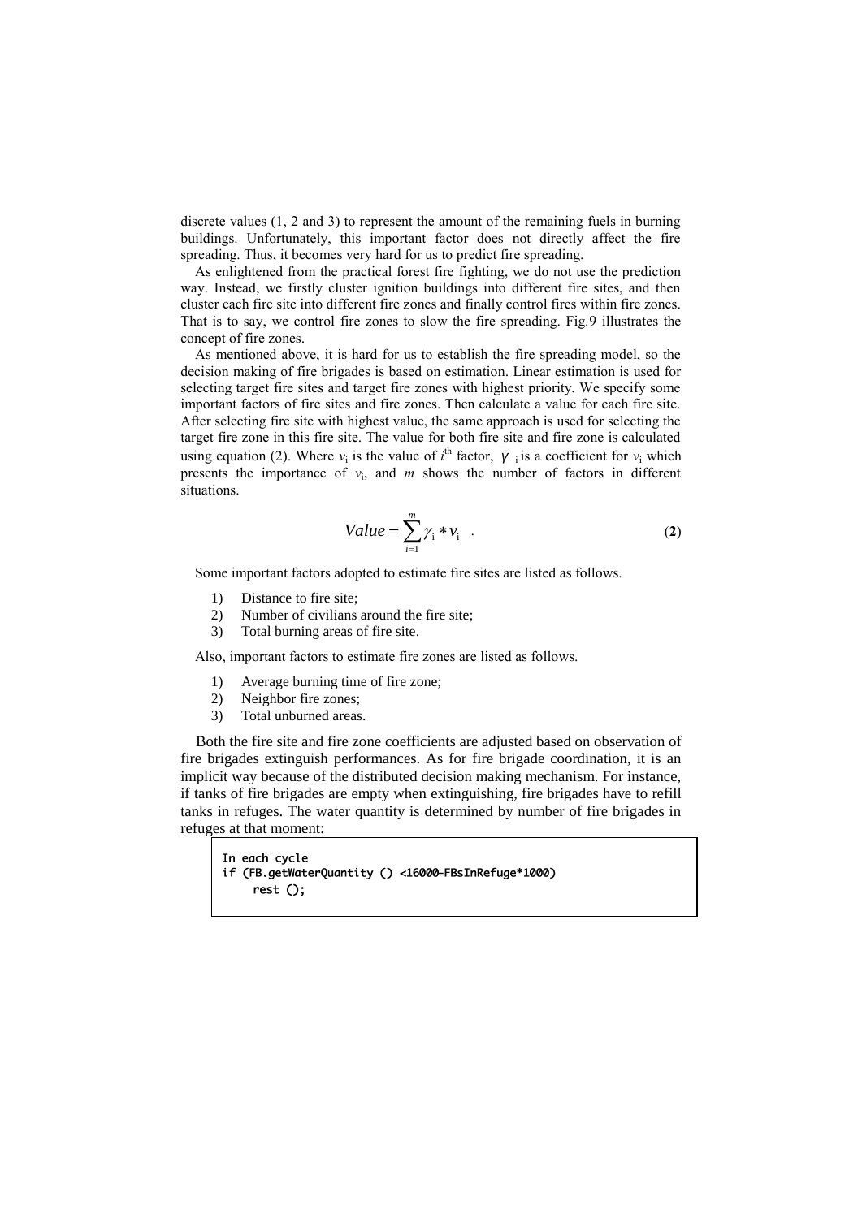discrete values (1, 2 and 3) to represent the amount of the remaining fuels in burning buildings. Unfortunately, this important factor does not directly affect the fire spreading. Thus, it becomes very hard for us to predict fire spreading.

As enlightened from the practical forest fire fighting, we do not use the prediction way. Instead, we firstly cluster ignition buildings into different fire sites, and then cluster each fire site into different fire zones and finally control fires within fire zones. That is to say, we control fire zones to slow the fire spreading. Fig.9 illustrates the concept of fire zones.

As mentioned above, it is hard for us to establish the fire spreading model, so the decision making of fire brigades is based on estimation. Linear estimation is used for selecting target fire sites and target fire zones with highest priority. We specify some important factors of fire sites and fire zones. Then calculate a value for each fire site. After selecting fire site with highest value, the same approach is used for selecting the target fire zone in this fire site. The value for both fire site and fire zone is calculated using equation (2). Where $v_i$ is the value of $i^{th}$ factor, $\gamma_i$ is a coefficient for $v_i$ which presents the importance of $v_i$, and $m$ shows the number of factors in different situations.

$$Value = \sum_{i=1}^{m} \gamma_i * v_i \quad . \tag{2}$$

Some important factors adopted to estimate fire sites are listed as follows.

1) Distance to fire site;
2) Number of civilians around the fire site;
3) Total burning areas of fire site.

Also, important factors to estimate fire zones are listed as follows.

1) Average burning time of fire zone;
2) Neighbor fire zones;
3) Total unburned areas.

Both the fire site and fire zone coefficients are adjusted based on observation of fire brigades extinguish performances. As for fire brigade coordination, it is an implicit way because of the distributed decision making mechanism. For instance, if tanks of fire brigades are empty when extinguishing, fire brigades have to refill tanks in refuges. The water quantity is determined by number of fire brigades in refuges at that moment:

```
In each cycle
if (FB.getWaterQuantity () <16000-FBsInRefuge*1000)
     rest ();
```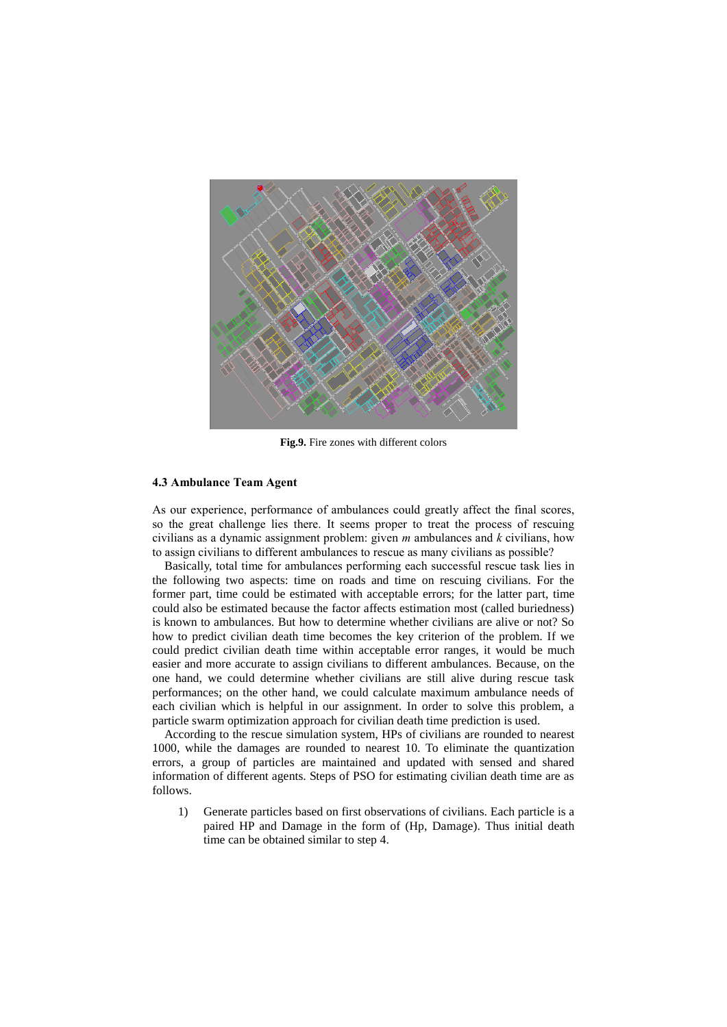**Fig.9.** Fire zones with different colors

### 4.3 Ambulance Team Agent

As our experience, performance of ambulances could greatly affect the final scores, so the great challenge lies there. It seems proper to treat the process of rescuing civilians as a dynamic assignment problem: given *m* ambulances and *k* civilians, how to assign civilians to different ambulances to rescue as many civilians as possible?

Basically, total time for ambulances performing each successful rescue task lies in the following two aspects: time on roads and time on rescuing civilians. For the former part, time could be estimated with acceptable errors; for the latter part, time could also be estimated because the factor affects estimation most (called buriedness) is known to ambulances. But how to determine whether civilians are alive or not? So how to predict civilian death time becomes the key criterion of the problem. If we could predict civilian death time within acceptable error ranges, it would be much easier and more accurate to assign civilians to different ambulances. Because, on the one hand, we could determine whether civilians are still alive during rescue task performances; on the other hand, we could calculate maximum ambulance needs of each civilian which is helpful in our assignment. In order to solve this problem, a particle swarm optimization approach for civilian death time prediction is used.

According to the rescue simulation system, HPs of civilians are rounded to nearest 1000, while the damages are rounded to nearest 10. To eliminate the quantization errors, a group of particles are maintained and updated with sensed and shared information of different agents. Steps of PSO for estimating civilian death time are as follows.

1) Generate particles based on first observations of civilians. Each particle is a paired HP and Damage in the form of (Hp, Damage). Thus initial death time can be obtained similar to step 4.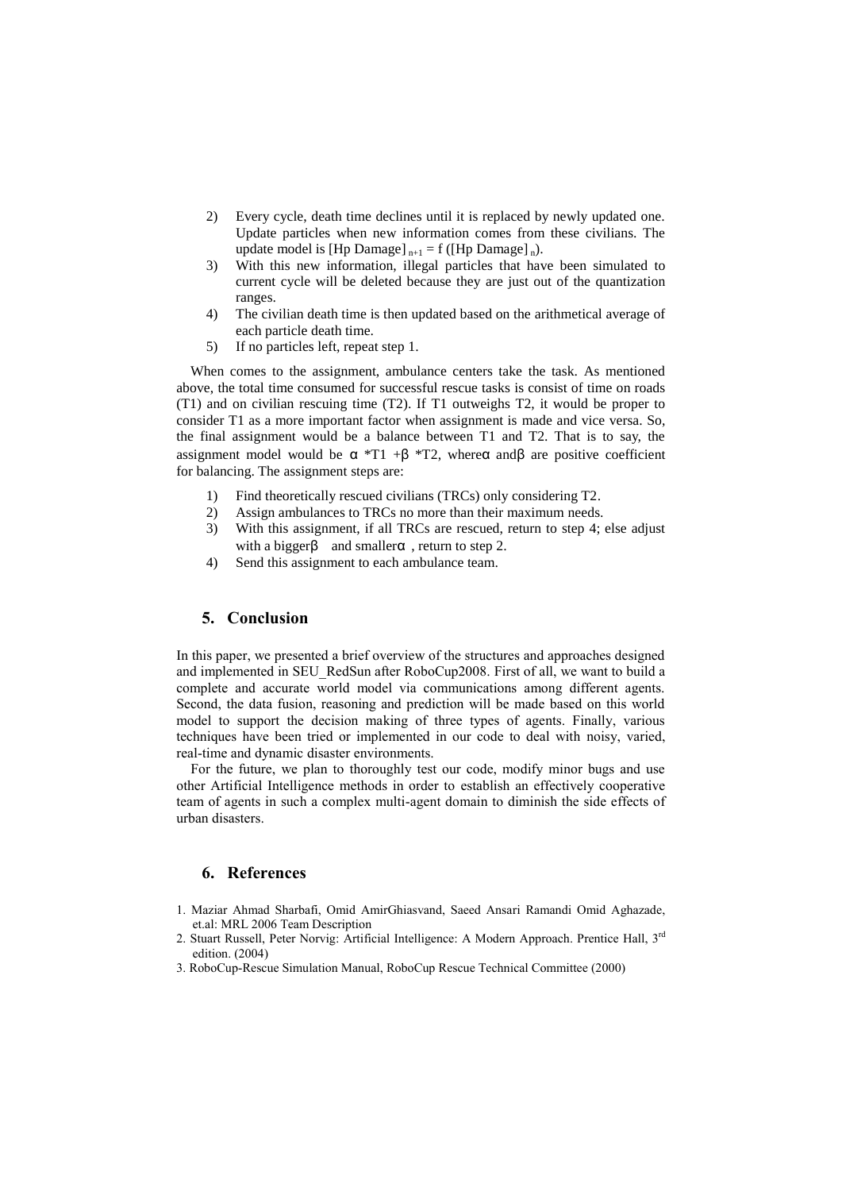2) Every cycle, death time declines until it is replaced by newly updated one. Update particles when new information comes from these civilians. The update model is $[\text{Hp Damage}]_{n+1} = f([\text{Hp Damage}]_n)$.
3) With this new information, illegal particles that have been simulated to current cycle will be deleted because they are just out of the quantization ranges.
4) The civilian death time is then updated based on the arithmetical average of each particle death time.
5) If no particles left, repeat step 1.

When comes to the assignment, ambulance centers take the task. As mentioned above, the total time consumed for successful rescue tasks is consist of time on roads (T1) and on civilian rescuing time (T2). If T1 outweighs T2, it would be proper to consider T1 as a more important factor when assignment is made and vice versa. So, the final assignment would be a balance between T1 and T2. That is to say, the assignment model would be $\alpha * T1 + \beta * T2$, where $\alpha$ and $\beta$ are positive coefficient for balancing. The assignment steps are:

1) Find theoretically rescued civilians (TRCs) only considering T2.
2) Assign ambulances to TRCs no more than their maximum needs.
3) With this assignment, if all TRCs are rescued, return to step 4; else adjust with a bigger $\beta$ and smaller $\alpha$, return to step 2.
4) Send this assignment to each ambulance team.

## 5. Conclusion

In this paper, we presented a brief overview of the structures and approaches designed and implemented in SEU_RedSun after RoboCup2008. First of all, we want to build a complete and accurate world model via communications among different agents. Second, the data fusion, reasoning and prediction will be made based on this world model to support the decision making of three types of agents. Finally, various techniques have been tried or implemented in our code to deal with noisy, varied, real-time and dynamic disaster environments.

For the future, we plan to thoroughly test our code, modify minor bugs and use other Artificial Intelligence methods in order to establish an effectively cooperative team of agents in such a complex multi-agent domain to diminish the side effects of urban disasters.

## 6. References

1. Maziar Ahmad Sharbafi, Omid AmirGhiasvand, Saeed Ansari Ramandi Omid Aghazade, et.al: MRL 2006 Team Description
2. Stuart Russell, Peter Norvig: Artificial Intelligence: A Modern Approach. Prentice Hall, 3rd edition. (2004)
3. RoboCup-Rescue Simulation Manual, RoboCup Rescue Technical Committee (2000)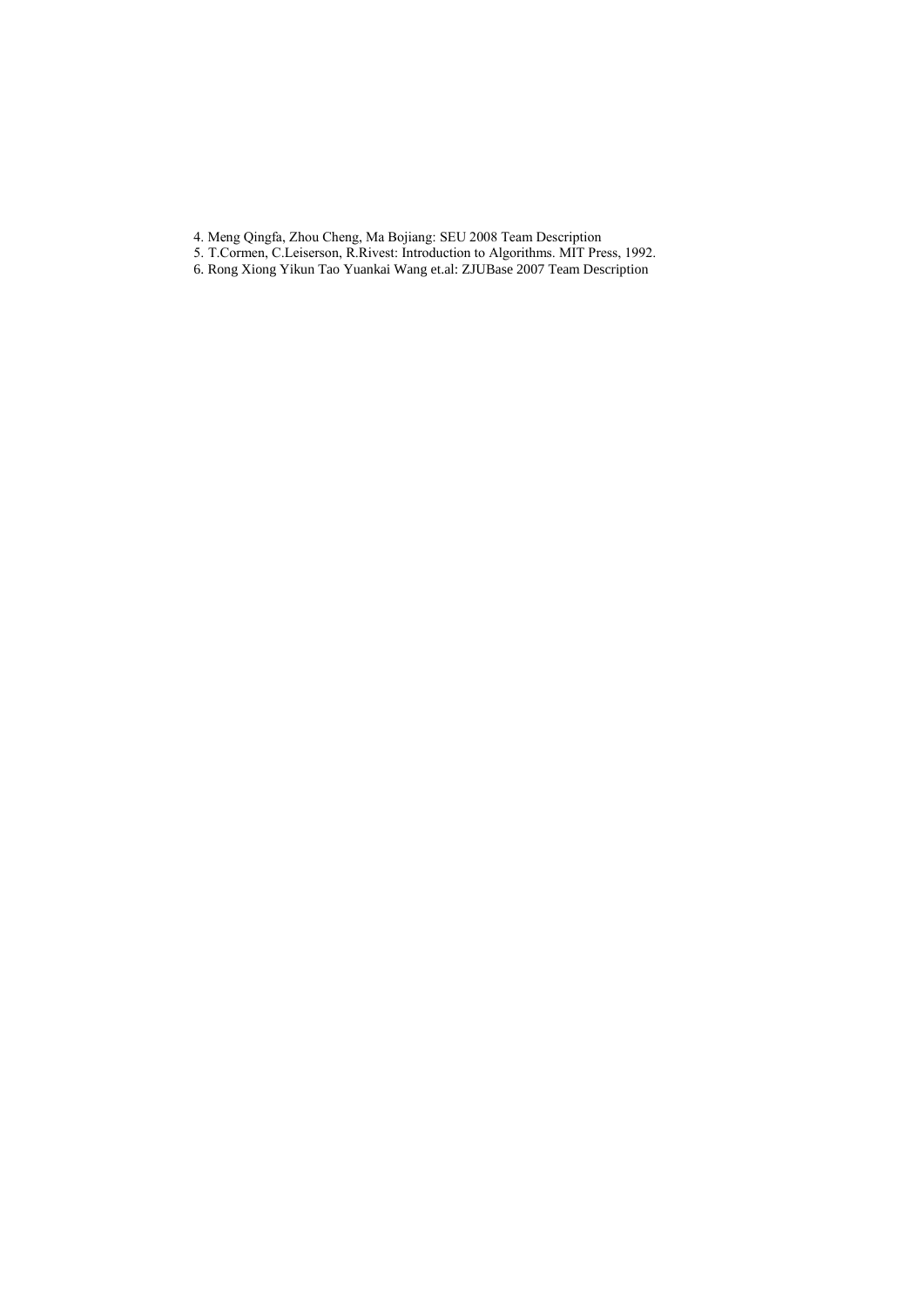4. Meng Qingfa, Zhou Cheng, Ma Bojiang: SEU 2008 Team Description
5. T.Cormen, C.Leiserson, R.Rivest: Introduction to Algorithms. MIT Press, 1992.
6. Rong Xiong Yikun Tao Yuankai Wang et.al: ZJUBase 2007 Team Description